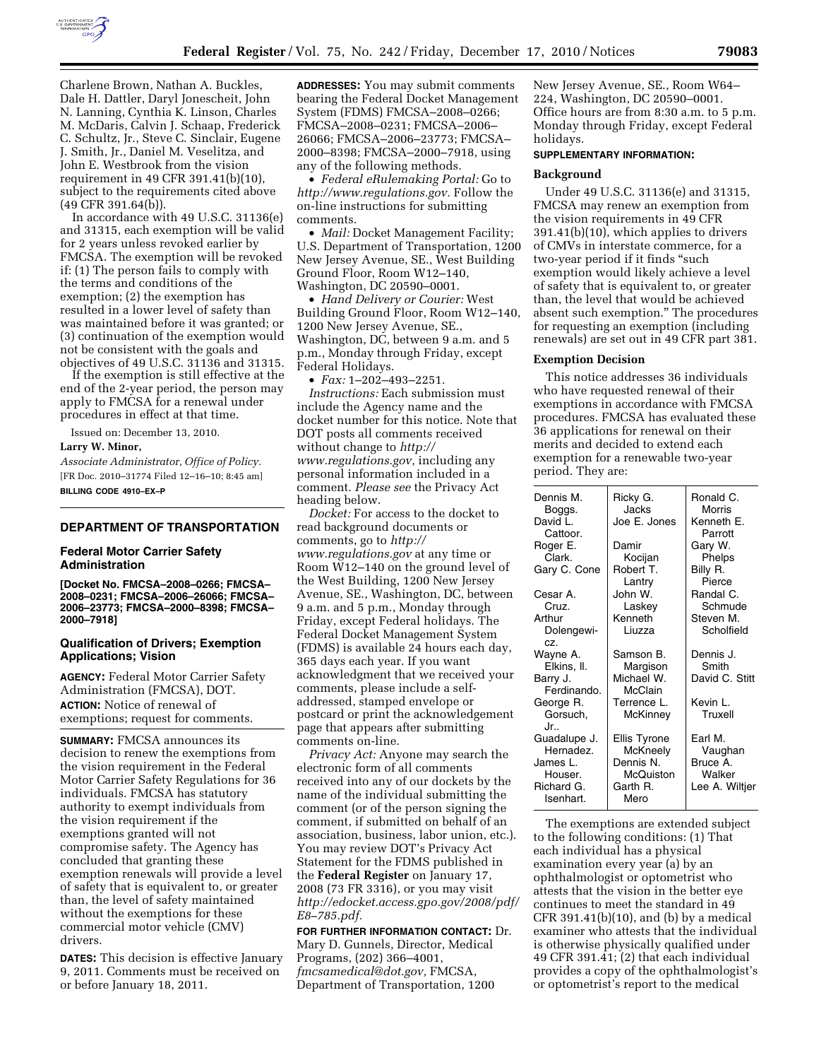Charlene Brown, Nathan A. Buckles, Dale H. Dattler, Daryl Jonescheit, John N. Lanning, Cynthia K. Linson, Charles M. McDaris, Calvin J. Schaap, Frederick C. Schultz, Jr., Steve C. Sinclair, Eugene J. Smith, Jr., Daniel M. Veselitza, and John E. Westbrook from the vision requirement in 49 CFR 391.41(b)(10), subject to the requirements cited above (49 CFR 391.64(b)).

In accordance with 49 U.S.C. 31136(e) and 31315, each exemption will be valid for 2 years unless revoked earlier by FMCSA. The exemption will be revoked if: (1) The person fails to comply with the terms and conditions of the exemption; (2) the exemption has resulted in a lower level of safety than was maintained before it was granted; or (3) continuation of the exemption would not be consistent with the goals and objectives of 49 U.S.C. 31136 and 31315.

If the exemption is still effective at the end of the 2-year period, the person may apply to FMCSA for a renewal under procedures in effect at that time.

Issued on: December 13, 2010.

**Larry W. Minor,**

*Associate Administrator, Office of Policy.*

[FR Doc. 2010–31774 Filed 12–16–10; 8:45 am]

**BILLING CODE 4910–EX–P**

## DEPARTMENT OF TRANSPORTATION

### Federal Motor Carrier Safety Administration

**[Docket No. FMCSA–2008–0266; FMCSA–2008–0231; FMCSA–2006–26066; FMCSA–2006–23773; FMCSA–2000–8398; FMCSA–2000–7918]**

### Qualification of Drivers; Exemption Applications; Vision

**AGENCY:** Federal Motor Carrier Safety Administration (FMCSA), DOT.

**ACTION:** Notice of renewal of exemptions; request for comments.

**SUMMARY:** FMCSA announces its decision to renew the exemptions from the vision requirement in the Federal Motor Carrier Safety Regulations for 36 individuals. FMCSA has statutory authority to exempt individuals from the vision requirement if the exemptions granted will not compromise safety. The Agency has concluded that granting these exemption renewals will provide a level of safety that is equivalent to, or greater than, the level of safety maintained without the exemptions for these commercial motor vehicle (CMV) drivers.

**DATES:** This decision is effective January 9, 2011. Comments must be received on or before January 18, 2011.

**ADDRESSES:** You may submit comments bearing the Federal Docket Management System (FDMS) FMCSA–2008–0266; FMCSA–2008–0231; FMCSA–2006–26066; FMCSA–2006–23773; FMCSA–2000–8398; FMCSA–2000–7918, using any of the following methods.

- *Federal eRulemaking Portal:* Go to *http://www.regulations.gov.* Follow the on-line instructions for submitting comments.
- *Mail:* Docket Management Facility; U.S. Department of Transportation, 1200 New Jersey Avenue, SE., West Building Ground Floor, Room W12–140, Washington, DC 20590–0001.
- *Hand Delivery or Courier:* West Building Ground Floor, Room W12–140, 1200 New Jersey Avenue, SE., Washington, DC, between 9 a.m. and 5 p.m., Monday through Friday, except Federal Holidays.
- *Fax:* 1–202–493–2251.

*Instructions:* Each submission must include the Agency name and the docket number for this notice. Note that DOT posts all comments received without change to *http://www.regulations.gov,* including any personal information included in a comment. *Please see* the Privacy Act heading below.

*Docket:* For access to the docket to read background documents or comments, go to *http://www.regulations.gov* at any time or Room W12–140 on the ground level of the West Building, 1200 New Jersey Avenue, SE., Washington, DC, between 9 a.m. and 5 p.m., Monday through Friday, except Federal holidays. The Federal Docket Management System (FDMS) is available 24 hours each day, 365 days each year. If you want acknowledgment that we received your comments, please include a self-addressed, stamped envelope or postcard or print the acknowledgement page that appears after submitting comments on-line.

*Privacy Act:* Anyone may search the electronic form of all comments received into any of our dockets by the name of the individual submitting the comment (or of the person signing the comment, if submitted on behalf of an association, business, labor union, etc.). You may review DOT's Privacy Act Statement for the FDMS published in the **Federal Register** on January 17, 2008 (73 FR 3316), or you may visit *http://edocket.access.gpo.gov/2008/pdf/E8–785.pdf.*

**FOR FURTHER INFORMATION CONTACT:** Dr. Mary D. Gunnels, Director, Medical Programs, (202) 366–4001, *fmcsamedical@dot.gov,* FMCSA, Department of Transportation, 1200 New Jersey Avenue, SE., Room W64–224, Washington, DC 20590–0001. Office hours are from 8:30 a.m. to 5 p.m. Monday through Friday, except Federal holidays.

**SUPPLEMENTARY INFORMATION:**

### Background

Under 49 U.S.C. 31136(e) and 31315, FMCSA may renew an exemption from the vision requirements in 49 CFR 391.41(b)(10), which applies to drivers of CMVs in interstate commerce, for a two-year period if it finds "such exemption would likely achieve a level of safety that is equivalent to, or greater than, the level that would be achieved absent such exemption." The procedures for requesting an exemption (including renewals) are set out in 49 CFR part 381.

### Exemption Decision

This notice addresses 36 individuals who have requested renewal of their exemptions in accordance with FMCSA procedures. FMCSA has evaluated these 36 applications for renewal on their merits and decided to extend each exemption for a renewable two-year period. They are:

| | | |
|---|---|---|
| Dennis M. Boggs. | Ricky G. Jacks | Ronald C. Morris |
| David L. Cattoor. | Joe E. Jones | Kenneth E. Parrott |
| Roger E. Clark. | Damir Kocijan | Gary W. Phelps |
| Gary C. Cone | Robert T. Lantry | Billy R. Pierce |
| Cesar A. Cruz. | John W. Laskey | Randal C. Schmude |
| Arthur Dolengewicz. | Kenneth Liuzza | Steven M. Scholfield |
| Wayne A. Elkins, II. | Samson B. Margison | Dennis J. Smith |
| Barry J. Ferdinando. | Michael W. McClain | David C. Stitt |
| George R. Gorsuch, Jr.. | Terrence L. McKinney | Kevin L. Truxell |
| Guadalupe J. Hernadez. | Ellis Tyrone McKneely | Earl M. Vaughan |
| James L. Houser. | Dennis N. McQuiston | Bruce A. Walker |
| Richard G. Isenhart. | Garth R. Mero | Lee A. Wiltjer |

The exemptions are extended subject to the following conditions: (1) That each individual has a physical examination every year (a) by an ophthalmologist or optometrist who attests that the vision in the better eye continues to meet the standard in 49 CFR 391.41(b)(10), and (b) by a medical examiner who attests that the individual is otherwise physically qualified under 49 CFR 391.41; (2) that each individual provides a copy of the ophthalmologist's or optometrist's report to the medical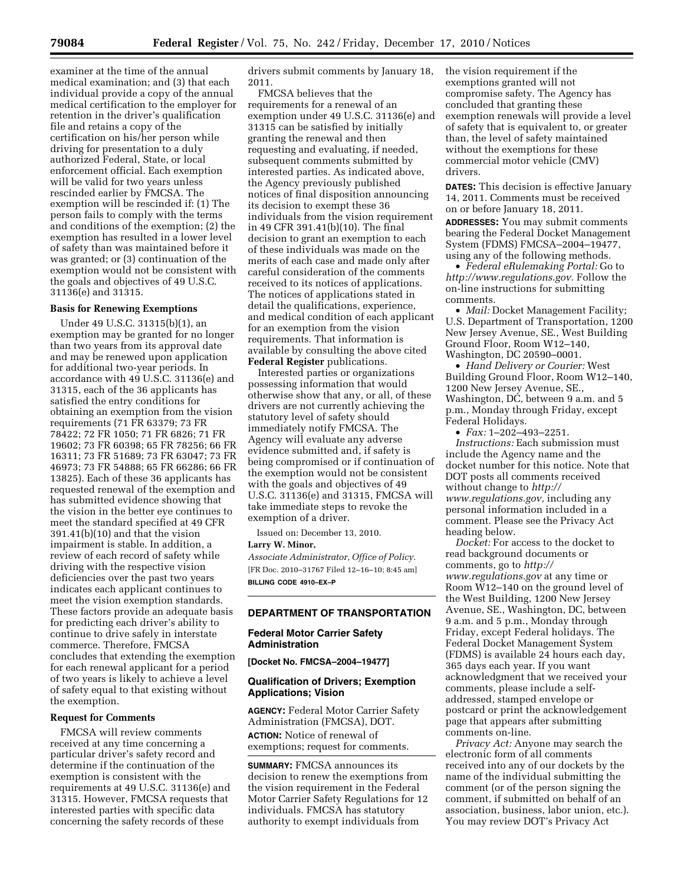examiner at the time of the annual medical examination; and (3) that each individual provide a copy of the annual medical certification to the employer for retention in the driver's qualification file and retains a copy of the certification on his/her person while driving for presentation to a duly authorized Federal, State, or local enforcement official. Each exemption will be valid for two years unless rescinded earlier by FMCSA. The exemption will be rescinded if: (1) The person fails to comply with the terms and conditions of the exemption; (2) the exemption has resulted in a lower level of safety than was maintained before it was granted; or (3) continuation of the exemption would not be consistent with the goals and objectives of 49 U.S.C. 31136(e) and 31315.

**Basis for Renewing Exemptions**

Under 49 U.S.C. 31315(b)(1), an exemption may be granted for no longer than two years from its approval date and may be renewed upon application for additional two-year periods. In accordance with 49 U.S.C. 31136(e) and 31315, each of the 36 applicants has satisfied the entry conditions for obtaining an exemption from the vision requirements (71 FR 63379; 73 FR 78422; 72 FR 1050; 71 FR 6826; 71 FR 19602; 73 FR 60398; 65 FR 78256; 66 FR 16311; 73 FR 51689; 73 FR 63047; 73 FR 46973; 73 FR 54888; 65 FR 66286; 66 FR 13825). Each of these 36 applicants has requested renewal of the exemption and has submitted evidence showing that the vision in the better eye continues to meet the standard specified at 49 CFR 391.41(b)(10) and that the vision impairment is stable. In addition, a review of each record of safety while driving with the respective vision deficiencies over the past two years indicates each applicant continues to meet the vision exemption standards. These factors provide an adequate basis for predicting each driver's ability to continue to drive safely in interstate commerce. Therefore, FMCSA concludes that extending the exemption for each renewal applicant for a period of two years is likely to achieve a level of safety equal to that existing without the exemption.

**Request for Comments**

FMCSA will review comments received at any time concerning a particular driver's safety record and determine if the continuation of the exemption is consistent with the requirements at 49 U.S.C. 31136(e) and 31315. However, FMCSA requests that interested parties with specific data concerning the safety records of these drivers submit comments by January 18, 2011.

FMCSA believes that the requirements for a renewal of an exemption under 49 U.S.C. 31136(e) and 31315 can be satisfied by initially granting the renewal and then requesting and evaluating, if needed, subsequent comments submitted by interested parties. As indicated above, the Agency previously published notices of final disposition announcing its decision to exempt these 36 individuals from the vision requirement in 49 CFR 391.41(b)(10). The final decision to grant an exemption to each of these individuals was made on the merits of each case and made only after careful consideration of the comments received to its notices of applications. The notices of applications stated in detail the qualifications, experience, and medical condition of each applicant for an exemption from the vision requirements. That information is available by consulting the above cited **Federal Register** publications.

Interested parties or organizations possessing information that would otherwise show that any, or all, of these drivers are not currently achieving the statutory level of safety should immediately notify FMCSA. The Agency will evaluate any adverse evidence submitted and, if safety is being compromised or if continuation of the exemption would not be consistent with the goals and objectives of 49 U.S.C. 31136(e) and 31315, FMCSA will take immediate steps to revoke the exemption of a driver.

Issued on: December 13, 2010.

**Larry W. Minor,**

*Associate Administrator, Office of Policy.*

[FR Doc. 2010–31767 Filed 12–16–10; 8:45 am]

**BILLING CODE 4910–EX–P**

## DEPARTMENT OF TRANSPORTATION

### Federal Motor Carrier Safety Administration

**[Docket No. FMCSA–2004–19477]**

### Qualification of Drivers; Exemption Applications; Vision

**AGENCY:** Federal Motor Carrier Safety Administration (FMCSA), DOT.

**ACTION:** Notice of renewal of exemptions; request for comments.

**SUMMARY:** FMCSA announces its decision to renew the exemptions from the vision requirement in the Federal Motor Carrier Safety Regulations for 12 individuals. FMCSA has statutory authority to exempt individuals from the vision requirement if the exemptions granted will not compromise safety. The Agency has concluded that granting these exemption renewals will provide a level of safety that is equivalent to, or greater than, the level of safety maintained without the exemptions for these commercial motor vehicle (CMV) drivers.

**DATES:** This decision is effective January 14, 2011. Comments must be received on or before January 18, 2011.

**ADDRESSES:** You may submit comments bearing the Federal Docket Management System (FDMS) FMCSA–2004–19477, using any of the following methods.

- *Federal eRulemaking Portal:* Go to *http://www.regulations.gov.* Follow the on-line instructions for submitting comments.
- *Mail:* Docket Management Facility; U.S. Department of Transportation, 1200 New Jersey Avenue, SE., West Building Ground Floor, Room W12–140, Washington, DC 20590–0001.
- *Hand Delivery or Courier:* West Building Ground Floor, Room W12–140, 1200 New Jersey Avenue, SE., Washington, DC, between 9 a.m. and 5 p.m., Monday through Friday, except Federal Holidays.
- *Fax:* 1–202–493–2251.

*Instructions:* Each submission must include the Agency name and the docket number for this notice. Note that DOT posts all comments received without change to *http://www.regulations.gov,* including any personal information included in a comment. Please see the Privacy Act heading below.

*Docket:* For access to the docket to read background documents or comments, go to *http://www.regulations.gov* at any time or Room W12–140 on the ground level of the West Building, 1200 New Jersey Avenue, SE., Washington, DC, between 9 a.m. and 5 p.m., Monday through Friday, except Federal holidays. The Federal Docket Management System (FDMS) is available 24 hours each day, 365 days each year. If you want acknowledgment that we received your comments, please include a self-addressed, stamped envelope or postcard or print the acknowledgement page that appears after submitting comments on-line.

*Privacy Act:* Anyone may search the electronic form of all comments received into any of our dockets by the name of the individual submitting the comment (or of the person signing the comment, if submitted on behalf of an association, business, labor union, etc.). You may review DOT's Privacy Act